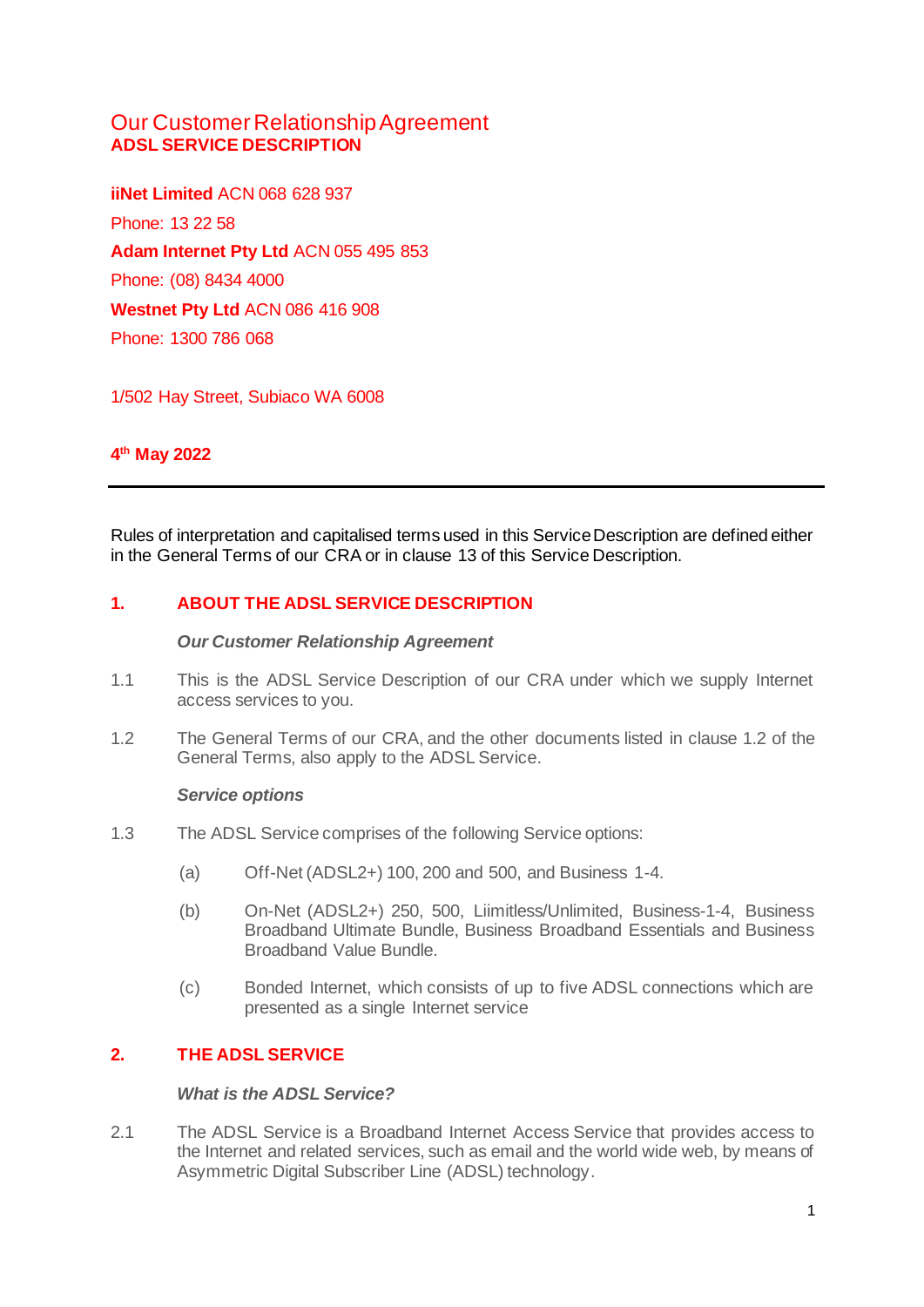# Our Customer Relationship Agreement
## ADSL SERVICE DESCRIPTION

**iiNet Limited** ACN 068 628 937

Phone: 13 22 58

**Adam Internet Pty Ltd** ACN 055 495 853

Phone: (08) 8434 4000

**Westnet Pty Ltd** ACN 086 416 908

Phone: 1300 786 068

1/502 Hay Street, Subiaco WA 6008

**4th May 2022**

---

Rules of interpretation and capitalised terms used in this Service Description are defined either in the General Terms of our CRA or in clause 13 of this Service Description.

## 1. ABOUT THE ADSL SERVICE DESCRIPTION

***Our Customer Relationship Agreement***

1.1 This is the ADSL Service Description of our CRA under which we supply Internet access services to you.

1.2 The General Terms of our CRA, and the other documents listed in clause 1.2 of the General Terms, also apply to the ADSL Service.

***Service options***

1.3 The ADSL Service comprises of the following Service options:

(a) Off-Net (ADSL2+) 100, 200 and 500, and Business 1-4.

(b) On-Net (ADSL2+) 250, 500, Liimitless/Unlimited, Business-1-4, Business Broadband Ultimate Bundle, Business Broadband Essentials and Business Broadband Value Bundle.

(c) Bonded Internet, which consists of up to five ADSL connections which are presented as a single Internet service

## 2. THE ADSL SERVICE

***What is the ADSL Service?***

2.1 The ADSL Service is a Broadband Internet Access Service that provides access to the Internet and related services, such as email and the world wide web, by means of Asymmetric Digital Subscriber Line (ADSL) technology.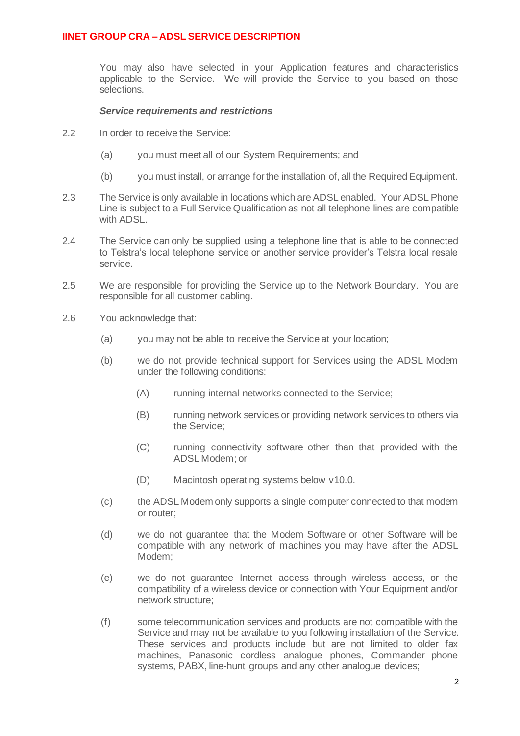You may also have selected in your Application features and characteristics applicable to the Service. We will provide the Service to you based on those selections.

***Service requirements and restrictions***

2.2 In order to receive the Service:

(a) you must meet all of our System Requirements; and

(b) you must install, or arrange for the installation of, all the Required Equipment.

2.3 The Service is only available in locations which are ADSL enabled. Your ADSL Phone Line is subject to a Full Service Qualification as not all telephone lines are compatible with ADSL.

2.4 The Service can only be supplied using a telephone line that is able to be connected to Telstra's local telephone service or another service provider's Telstra local resale service.

2.5 We are responsible for providing the Service up to the Network Boundary. You are responsible for all customer cabling.

2.6 You acknowledge that:

(a) you may not be able to receive the Service at your location;

(b) we do not provide technical support for Services using the ADSL Modem under the following conditions:

(A) running internal networks connected to the Service;

(B) running network services or providing network services to others via the Service;

(C) running connectivity software other than that provided with the ADSL Modem; or

(D) Macintosh operating systems below v10.0.

(c) the ADSL Modem only supports a single computer connected to that modem or router;

(d) we do not guarantee that the Modem Software or other Software will be compatible with any network of machines you may have after the ADSL Modem;

(e) we do not guarantee Internet access through wireless access, or the compatibility of a wireless device or connection with Your Equipment and/or network structure;

(f) some telecommunication services and products are not compatible with the Service and may not be available to you following installation of the Service. These services and products include but are not limited to older fax machines, Panasonic cordless analogue phones, Commander phone systems, PABX, line-hunt groups and any other analogue devices;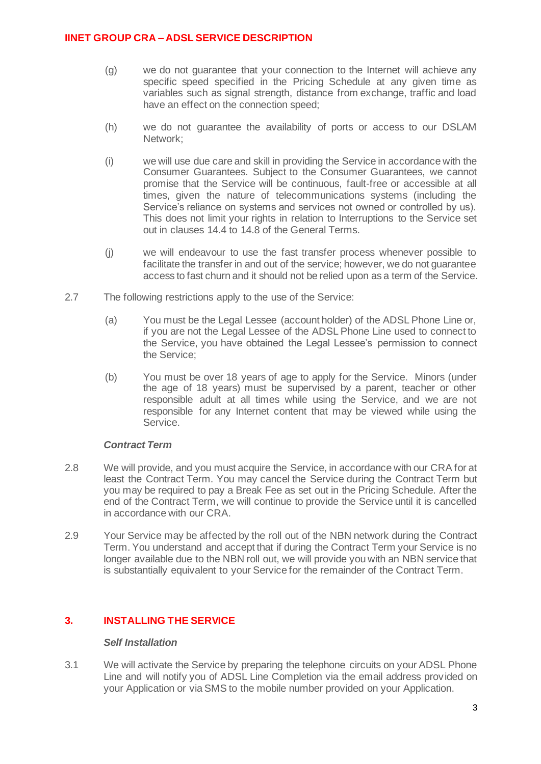(g) we do not guarantee that your connection to the Internet will achieve any specific speed specified in the Pricing Schedule at any given time as variables such as signal strength, distance from exchange, traffic and load have an effect on the connection speed;

(h) we do not guarantee the availability of ports or access to our DSLAM Network;

(i) we will use due care and skill in providing the Service in accordance with the Consumer Guarantees. Subject to the Consumer Guarantees, we cannot promise that the Service will be continuous, fault-free or accessible at all times, given the nature of telecommunications systems (including the Service's reliance on systems and services not owned or controlled by us). This does not limit your rights in relation to Interruptions to the Service set out in clauses 14.4 to 14.8 of the General Terms.

(j) we will endeavour to use the fast transfer process whenever possible to facilitate the transfer in and out of the service; however, we do not guarantee access to fast churn and it should not be relied upon as a term of the Service.

2.7 The following restrictions apply to the use of the Service:

(a) You must be the Legal Lessee (account holder) of the ADSL Phone Line or, if you are not the Legal Lessee of the ADSL Phone Line used to connect to the Service, you have obtained the Legal Lessee's permission to connect the Service;

(b) You must be over 18 years of age to apply for the Service. Minors (under the age of 18 years) must be supervised by a parent, teacher or other responsible adult at all times while using the Service, and we are not responsible for any Internet content that may be viewed while using the Service.

***Contract Term***

2.8 We will provide, and you must acquire the Service, in accordance with our CRA for at least the Contract Term. You may cancel the Service during the Contract Term but you may be required to pay a Break Fee as set out in the Pricing Schedule. After the end of the Contract Term, we will continue to provide the Service until it is cancelled in accordance with our CRA.

2.9 Your Service may be affected by the roll out of the NBN network during the Contract Term. You understand and accept that if during the Contract Term your Service is no longer available due to the NBN roll out, we will provide you with an NBN service that is substantially equivalent to your Service for the remainder of the Contract Term.

## 3. INSTALLING THE SERVICE

***Self Installation***

3.1 We will activate the Service by preparing the telephone circuits on your ADSL Phone Line and will notify you of ADSL Line Completion via the email address provided on your Application or via SMS to the mobile number provided on your Application.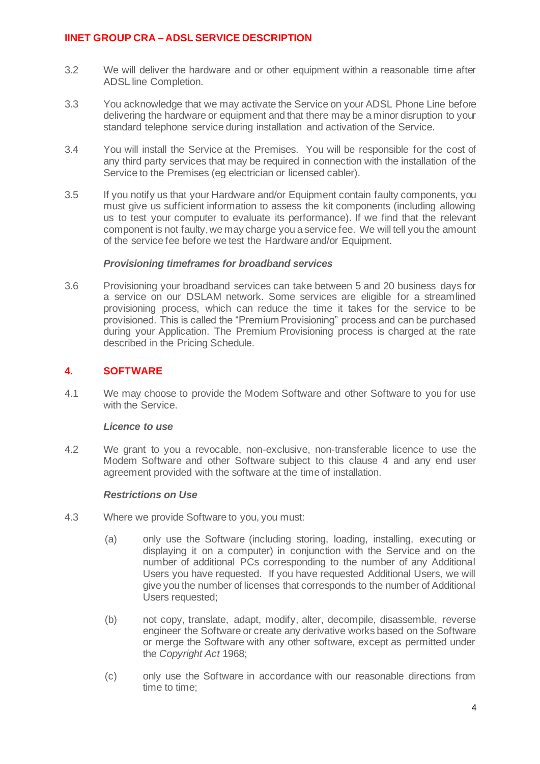3.2 We will deliver the hardware and or other equipment within a reasonable time after ADSL line Completion.

3.3 You acknowledge that we may activate the Service on your ADSL Phone Line before delivering the hardware or equipment and that there may be a minor disruption to your standard telephone service during installation and activation of the Service.

3.4 You will install the Service at the Premises. You will be responsible for the cost of any third party services that may be required in connection with the installation of the Service to the Premises (eg electrician or licensed cabler).

3.5 If you notify us that your Hardware and/or Equipment contain faulty components, you must give us sufficient information to assess the kit components (including allowing us to test your computer to evaluate its performance). If we find that the relevant component is not faulty, we may charge you a service fee. We will tell you the amount of the service fee before we test the Hardware and/or Equipment.

***Provisioning timeframes for broadband services***

3.6 Provisioning your broadband services can take between 5 and 20 business days for a service on our DSLAM network. Some services are eligible for a streamlined provisioning process, which can reduce the time it takes for the service to be provisioned. This is called the “Premium Provisioning” process and can be purchased during your Application. The Premium Provisioning process is charged at the rate described in the Pricing Schedule.

## 4. SOFTWARE

4.1 We may choose to provide the Modem Software and other Software to you for use with the Service.

***Licence to use***

4.2 We grant to you a revocable, non-exclusive, non-transferable licence to use the Modem Software and other Software subject to this clause 4 and any end user agreement provided with the software at the time of installation.

***Restrictions on Use***

4.3 Where we provide Software to you, you must:

(a) only use the Software (including storing, loading, installing, executing or displaying it on a computer) in conjunction with the Service and on the number of additional PCs corresponding to the number of any Additional Users you have requested. If you have requested Additional Users, we will give you the number of licenses that corresponds to the number of Additional Users requested;

(b) not copy, translate, adapt, modify, alter, decompile, disassemble, reverse engineer the Software or create any derivative works based on the Software or merge the Software with any other software, except as permitted under the *Copyright Act* 1968;

(c) only use the Software in accordance with our reasonable directions from time to time;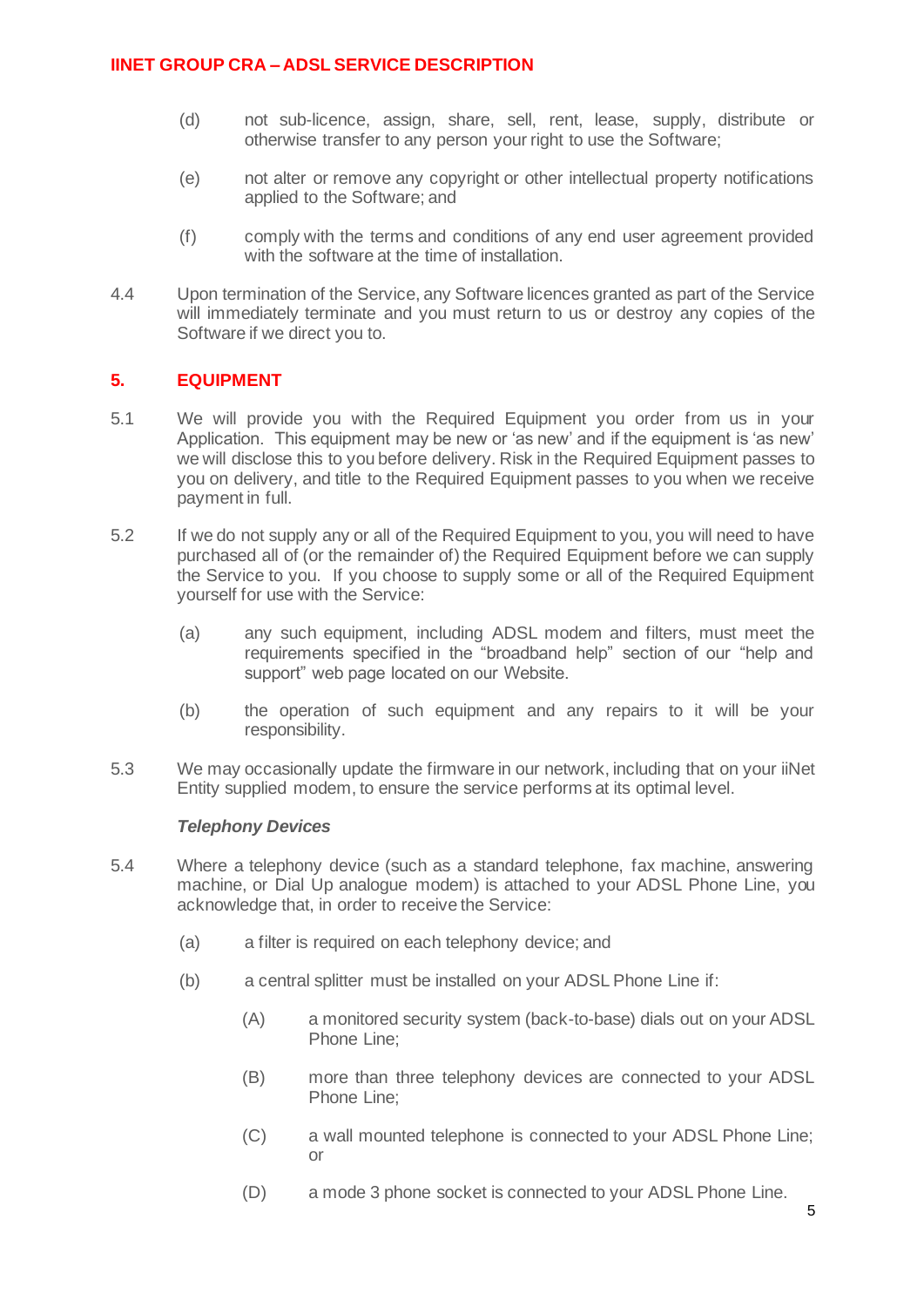(d) not sub-licence, assign, share, sell, rent, lease, supply, distribute or otherwise transfer to any person your right to use the Software;

(e) not alter or remove any copyright or other intellectual property notifications applied to the Software; and

(f) comply with the terms and conditions of any end user agreement provided with the software at the time of installation.

4.4 Upon termination of the Service, any Software licences granted as part of the Service will immediately terminate and you must return to us or destroy any copies of the Software if we direct you to.

## 5. EQUIPMENT

5.1 We will provide you with the Required Equipment you order from us in your Application. This equipment may be new or 'as new' and if the equipment is 'as new' we will disclose this to you before delivery. Risk in the Required Equipment passes to you on delivery, and title to the Required Equipment passes to you when we receive payment in full.

5.2 If we do not supply any or all of the Required Equipment to you, you will need to have purchased all of (or the remainder of) the Required Equipment before we can supply the Service to you. If you choose to supply some or all of the Required Equipment yourself for use with the Service:

(a) any such equipment, including ADSL modem and filters, must meet the requirements specified in the "broadband help" section of our "help and support" web page located on our Website.

(b) the operation of such equipment and any repairs to it will be your responsibility.

5.3 We may occasionally update the firmware in our network, including that on your iiNet Entity supplied modem, to ensure the service performs at its optimal level.

***Telephony Devices***

5.4 Where a telephony device (such as a standard telephone, fax machine, answering machine, or Dial Up analogue modem) is attached to your ADSL Phone Line, you acknowledge that, in order to receive the Service:

(a) a filter is required on each telephony device; and

(b) a central splitter must be installed on your ADSL Phone Line if:

(A) a monitored security system (back-to-base) dials out on your ADSL Phone Line;

(B) more than three telephony devices are connected to your ADSL Phone Line;

(C) a wall mounted telephone is connected to your ADSL Phone Line; or

(D) a mode 3 phone socket is connected to your ADSL Phone Line.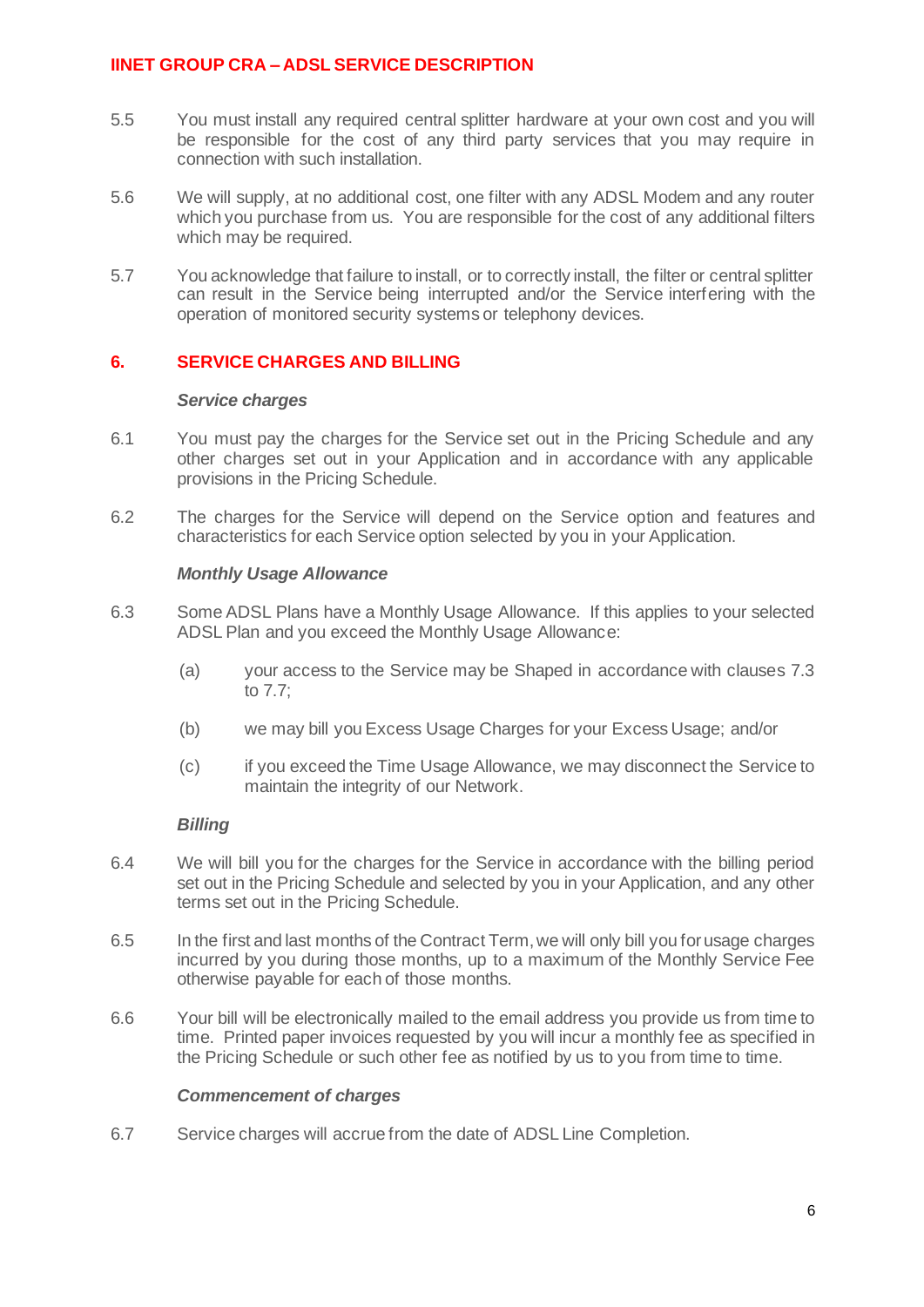5.5 You must install any required central splitter hardware at your own cost and you will be responsible for the cost of any third party services that you may require in connection with such installation.

5.6 We will supply, at no additional cost, one filter with any ADSL Modem and any router which you purchase from us. You are responsible for the cost of any additional filters which may be required.

5.7 You acknowledge that failure to install, or to correctly install, the filter or central splitter can result in the Service being interrupted and/or the Service interfering with the operation of monitored security systems or telephony devices.

## 6. SERVICE CHARGES AND BILLING

***Service charges***

6.1 You must pay the charges for the Service set out in the Pricing Schedule and any other charges set out in your Application and in accordance with any applicable provisions in the Pricing Schedule.

6.2 The charges for the Service will depend on the Service option and features and characteristics for each Service option selected by you in your Application.

***Monthly Usage Allowance***

6.3 Some ADSL Plans have a Monthly Usage Allowance. If this applies to your selected ADSL Plan and you exceed the Monthly Usage Allowance:

(a) your access to the Service may be Shaped in accordance with clauses 7.3 to 7.7;

(b) we may bill you Excess Usage Charges for your Excess Usage; and/or

(c) if you exceed the Time Usage Allowance, we may disconnect the Service to maintain the integrity of our Network.

***Billing***

6.4 We will bill you for the charges for the Service in accordance with the billing period set out in the Pricing Schedule and selected by you in your Application, and any other terms set out in the Pricing Schedule.

6.5 In the first and last months of the Contract Term, we will only bill you for usage charges incurred by you during those months, up to a maximum of the Monthly Service Fee otherwise payable for each of those months.

6.6 Your bill will be electronically mailed to the email address you provide us from time to time. Printed paper invoices requested by you will incur a monthly fee as specified in the Pricing Schedule or such other fee as notified by us to you from time to time.

***Commencement of charges***

6.7 Service charges will accrue from the date of ADSL Line Completion.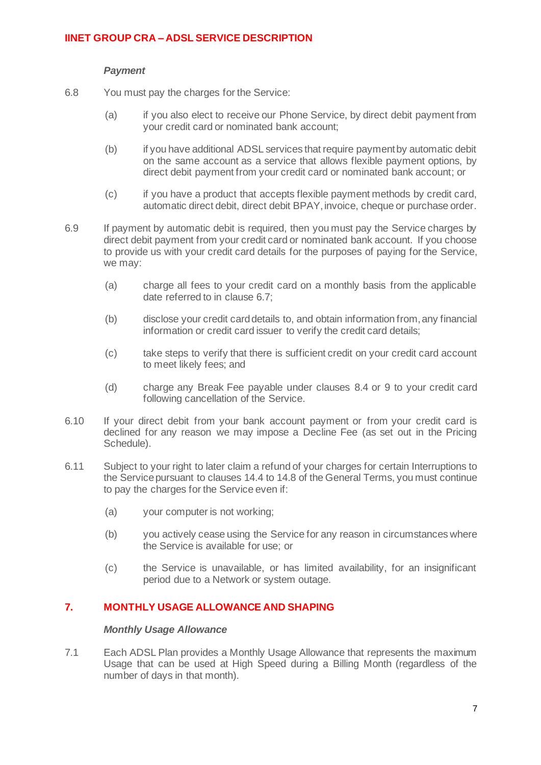***Payment***

6.8 You must pay the charges for the Service:

(a) if you also elect to receive our Phone Service, by direct debit payment from your credit card or nominated bank account;

(b) if you have additional ADSL services that require payment by automatic debit on the same account as a service that allows flexible payment options, by direct debit payment from your credit card or nominated bank account; or

(c) if you have a product that accepts flexible payment methods by credit card, automatic direct debit, direct debit BPAY, invoice, cheque or purchase order.

6.9 If payment by automatic debit is required, then you must pay the Service charges by direct debit payment from your credit card or nominated bank account. If you choose to provide us with your credit card details for the purposes of paying for the Service, we may:

(a) charge all fees to your credit card on a monthly basis from the applicable date referred to in clause 6.7;

(b) disclose your credit card details to, and obtain information from, any financial information or credit card issuer to verify the credit card details;

(c) take steps to verify that there is sufficient credit on your credit card account to meet likely fees; and

(d) charge any Break Fee payable under clauses 8.4 or 9 to your credit card following cancellation of the Service.

6.10 If your direct debit from your bank account payment or from your credit card is declined for any reason we may impose a Decline Fee (as set out in the Pricing Schedule).

6.11 Subject to your right to later claim a refund of your charges for certain Interruptions to the Service pursuant to clauses 14.4 to 14.8 of the General Terms, you must continue to pay the charges for the Service even if:

(a) your computer is not working;

(b) you actively cease using the Service for any reason in circumstances where the Service is available for use; or

(c) the Service is unavailable, or has limited availability, for an insignificant period due to a Network or system outage.

## 7. MONTHLY USAGE ALLOWANCE AND SHAPING

***Monthly Usage Allowance***

7.1 Each ADSL Plan provides a Monthly Usage Allowance that represents the maximum Usage that can be used at High Speed during a Billing Month (regardless of the number of days in that month).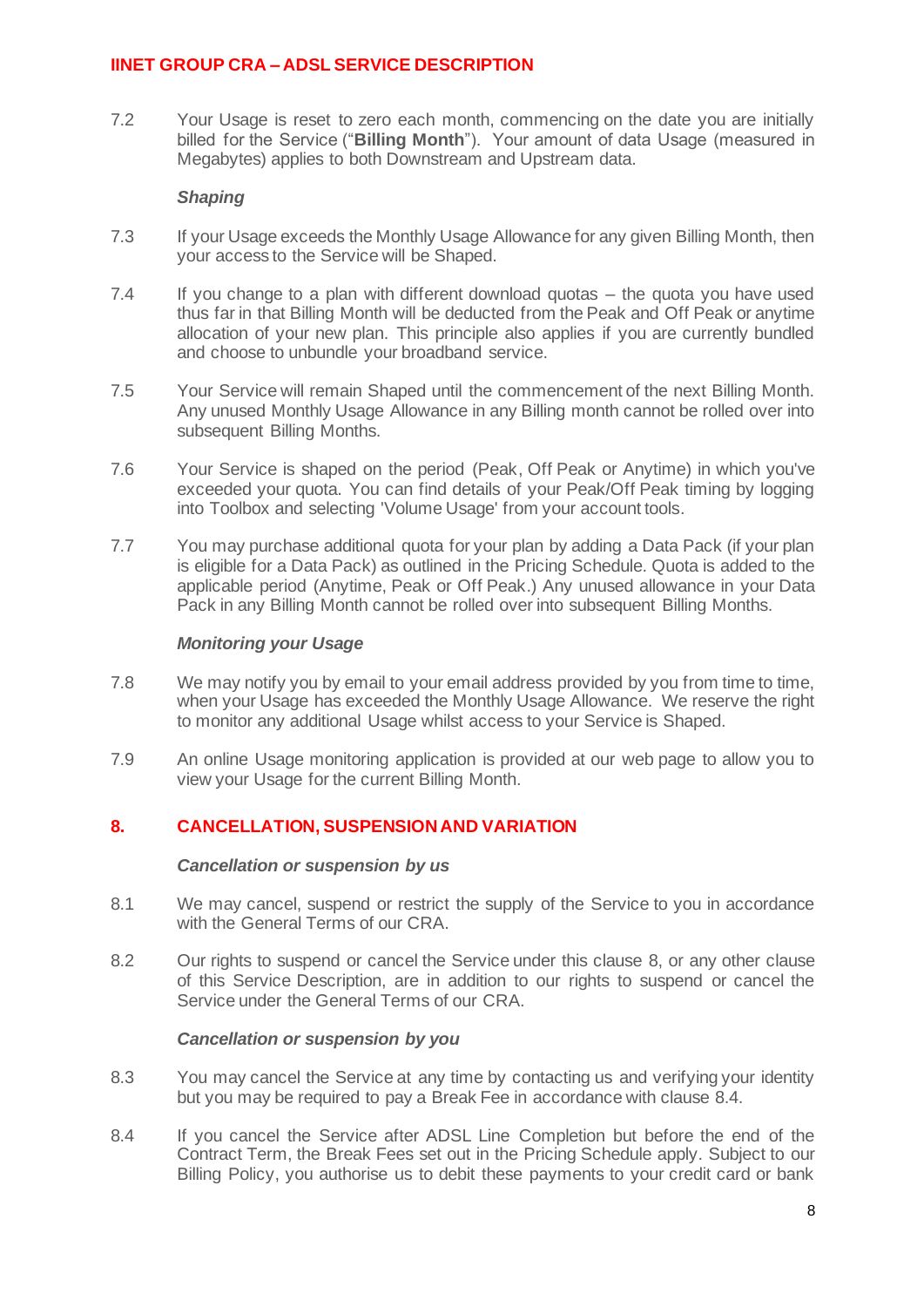7.2 Your Usage is reset to zero each month, commencing on the date you are initially billed for the Service ("**Billing Month**"). Your amount of data Usage (measured in Megabytes) applies to both Downstream and Upstream data.

***Shaping***

7.3 If your Usage exceeds the Monthly Usage Allowance for any given Billing Month, then your access to the Service will be Shaped.

7.4 If you change to a plan with different download quotas – the quota you have used thus far in that Billing Month will be deducted from the Peak and Off Peak or anytime allocation of your new plan. This principle also applies if you are currently bundled and choose to unbundle your broadband service.

7.5 Your Service will remain Shaped until the commencement of the next Billing Month. Any unused Monthly Usage Allowance in any Billing month cannot be rolled over into subsequent Billing Months.

7.6 Your Service is shaped on the period (Peak, Off Peak or Anytime) in which you've exceeded your quota. You can find details of your Peak/Off Peak timing by logging into Toolbox and selecting 'Volume Usage' from your account tools.

7.7 You may purchase additional quota for your plan by adding a Data Pack (if your plan is eligible for a Data Pack) as outlined in the Pricing Schedule. Quota is added to the applicable period (Anytime, Peak or Off Peak.) Any unused allowance in your Data Pack in any Billing Month cannot be rolled over into subsequent Billing Months.

***Monitoring your Usage***

7.8 We may notify you by email to your email address provided by you from time to time, when your Usage has exceeded the Monthly Usage Allowance. We reserve the right to monitor any additional Usage whilst access to your Service is Shaped.

7.9 An online Usage monitoring application is provided at our web page to allow you to view your Usage for the current Billing Month.

## 8. CANCELLATION, SUSPENSION AND VARIATION

***Cancellation or suspension by us***

8.1 We may cancel, suspend or restrict the supply of the Service to you in accordance with the General Terms of our CRA.

8.2 Our rights to suspend or cancel the Service under this clause 8, or any other clause of this Service Description, are in addition to our rights to suspend or cancel the Service under the General Terms of our CRA.

***Cancellation or suspension by you***

8.3 You may cancel the Service at any time by contacting us and verifying your identity but you may be required to pay a Break Fee in accordance with clause 8.4.

8.4 If you cancel the Service after ADSL Line Completion but before the end of the Contract Term, the Break Fees set out in the Pricing Schedule apply. Subject to our Billing Policy, you authorise us to debit these payments to your credit card or bank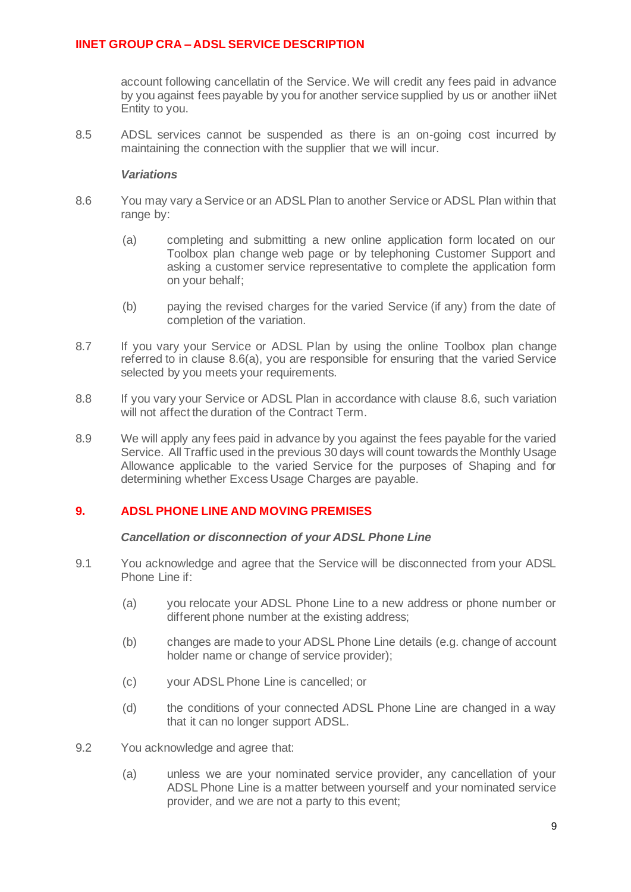account following cancellatin of the Service. We will credit any fees paid in advance by you against fees payable by you for another service supplied by us or another iiNet Entity to you.

8.5 ADSL services cannot be suspended as there is an on-going cost incurred by maintaining the connection with the supplier that we will incur.

***Variations***

8.6 You may vary a Service or an ADSL Plan to another Service or ADSL Plan within that range by:

(a) completing and submitting a new online application form located on our Toolbox plan change web page or by telephoning Customer Support and asking a customer service representative to complete the application form on your behalf;

(b) paying the revised charges for the varied Service (if any) from the date of completion of the variation.

8.7 If you vary your Service or ADSL Plan by using the online Toolbox plan change referred to in clause 8.6(a), you are responsible for ensuring that the varied Service selected by you meets your requirements.

8.8 If you vary your Service or ADSL Plan in accordance with clause 8.6, such variation will not affect the duration of the Contract Term.

8.9 We will apply any fees paid in advance by you against the fees payable for the varied Service. All Traffic used in the previous 30 days will count towards the Monthly Usage Allowance applicable to the varied Service for the purposes of Shaping and for determining whether Excess Usage Charges are payable.

## 9. ADSL PHONE LINE AND MOVING PREMISES

***Cancellation or disconnection of your ADSL Phone Line***

9.1 You acknowledge and agree that the Service will be disconnected from your ADSL Phone Line if:

(a) you relocate your ADSL Phone Line to a new address or phone number or different phone number at the existing address;

(b) changes are made to your ADSL Phone Line details (e.g. change of account holder name or change of service provider);

(c) your ADSL Phone Line is cancelled; or

(d) the conditions of your connected ADSL Phone Line are changed in a way that it can no longer support ADSL.

9.2 You acknowledge and agree that:

(a) unless we are your nominated service provider, any cancellation of your ADSL Phone Line is a matter between yourself and your nominated service provider, and we are not a party to this event;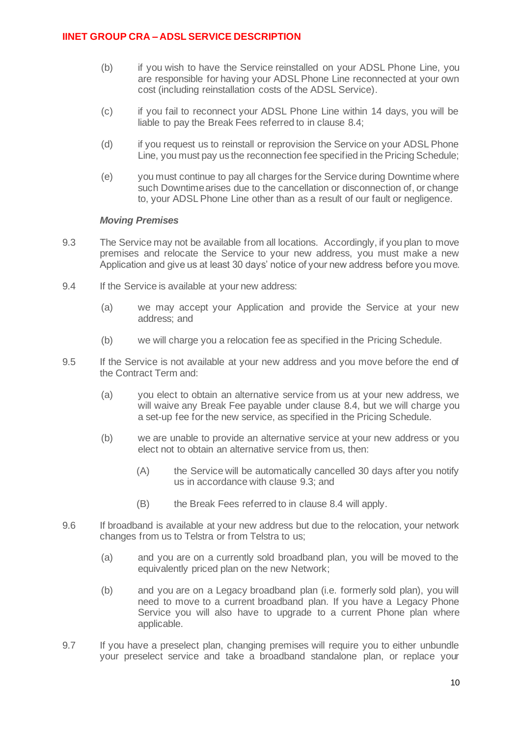(b) if you wish to have the Service reinstalled on your ADSL Phone Line, you are responsible for having your ADSL Phone Line reconnected at your own cost (including reinstallation costs of the ADSL Service).

(c) if you fail to reconnect your ADSL Phone Line within 14 days, you will be liable to pay the Break Fees referred to in clause 8.4;

(d) if you request us to reinstall or reprovision the Service on your ADSL Phone Line, you must pay us the reconnection fee specified in the Pricing Schedule;

(e) you must continue to pay all charges for the Service during Downtime where such Downtime arises due to the cancellation or disconnection of, or change to, your ADSL Phone Line other than as a result of our fault or negligence.

***Moving Premises***

9.3 The Service may not be available from all locations. Accordingly, if you plan to move premises and relocate the Service to your new address, you must make a new Application and give us at least 30 days' notice of your new address before you move.

9.4 If the Service is available at your new address:

(a) we may accept your Application and provide the Service at your new address; and

(b) we will charge you a relocation fee as specified in the Pricing Schedule.

9.5 If the Service is not available at your new address and you move before the end of the Contract Term and:

(a) you elect to obtain an alternative service from us at your new address, we will waive any Break Fee payable under clause 8.4, but we will charge you a set-up fee for the new service, as specified in the Pricing Schedule.

(b) we are unable to provide an alternative service at your new address or you elect not to obtain an alternative service from us, then:

(A) the Service will be automatically cancelled 30 days after you notify us in accordance with clause 9.3; and

(B) the Break Fees referred to in clause 8.4 will apply.

9.6 If broadband is available at your new address but due to the relocation, your network changes from us to Telstra or from Telstra to us;

(a) and you are on a currently sold broadband plan, you will be moved to the equivalently priced plan on the new Network;

(b) and you are on a Legacy broadband plan (i.e. formerly sold plan), you will need to move to a current broadband plan. If you have a Legacy Phone Service you will also have to upgrade to a current Phone plan where applicable.

9.7 If you have a preselect plan, changing premises will require you to either unbundle your preselect service and take a broadband standalone plan, or replace your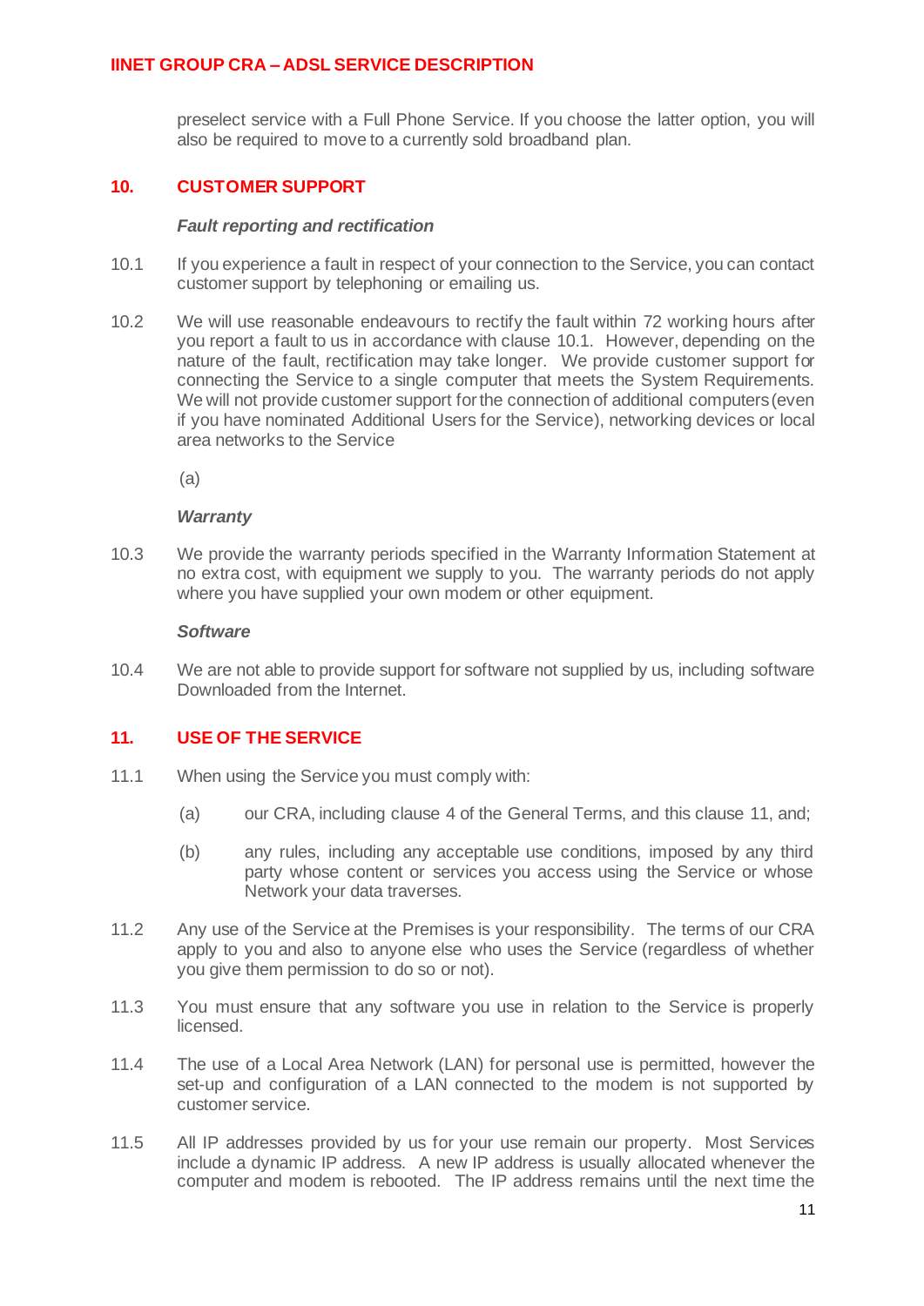preselect service with a Full Phone Service. If you choose the latter option, you will also be required to move to a currently sold broadband plan.

## 10. CUSTOMER SUPPORT

***Fault reporting and rectification***

10.1 If you experience a fault in respect of your connection to the Service, you can contact customer support by telephoning or emailing us.

10.2 We will use reasonable endeavours to rectify the fault within 72 working hours after you report a fault to us in accordance with clause 10.1. However, depending on the nature of the fault, rectification may take longer. We provide customer support for connecting the Service to a single computer that meets the System Requirements. We will not provide customer support for the connection of additional computers (even if you have nominated Additional Users for the Service), networking devices or local area networks to the Service

(a)

***Warranty***

10.3 We provide the warranty periods specified in the Warranty Information Statement at no extra cost, with equipment we supply to you. The warranty periods do not apply where you have supplied your own modem or other equipment.

***Software***

10.4 We are not able to provide support for software not supplied by us, including software Downloaded from the Internet.

## 11. USE OF THE SERVICE

11.1 When using the Service you must comply with:

(a) our CRA, including clause 4 of the General Terms, and this clause 11, and;

(b) any rules, including any acceptable use conditions, imposed by any third party whose content or services you access using the Service or whose Network your data traverses.

11.2 Any use of the Service at the Premises is your responsibility. The terms of our CRA apply to you and also to anyone else who uses the Service (regardless of whether you give them permission to do so or not).

11.3 You must ensure that any software you use in relation to the Service is properly licensed.

11.4 The use of a Local Area Network (LAN) for personal use is permitted, however the set-up and configuration of a LAN connected to the modem is not supported by customer service.

11.5 All IP addresses provided by us for your use remain our property. Most Services include a dynamic IP address. A new IP address is usually allocated whenever the computer and modem is rebooted. The IP address remains until the next time the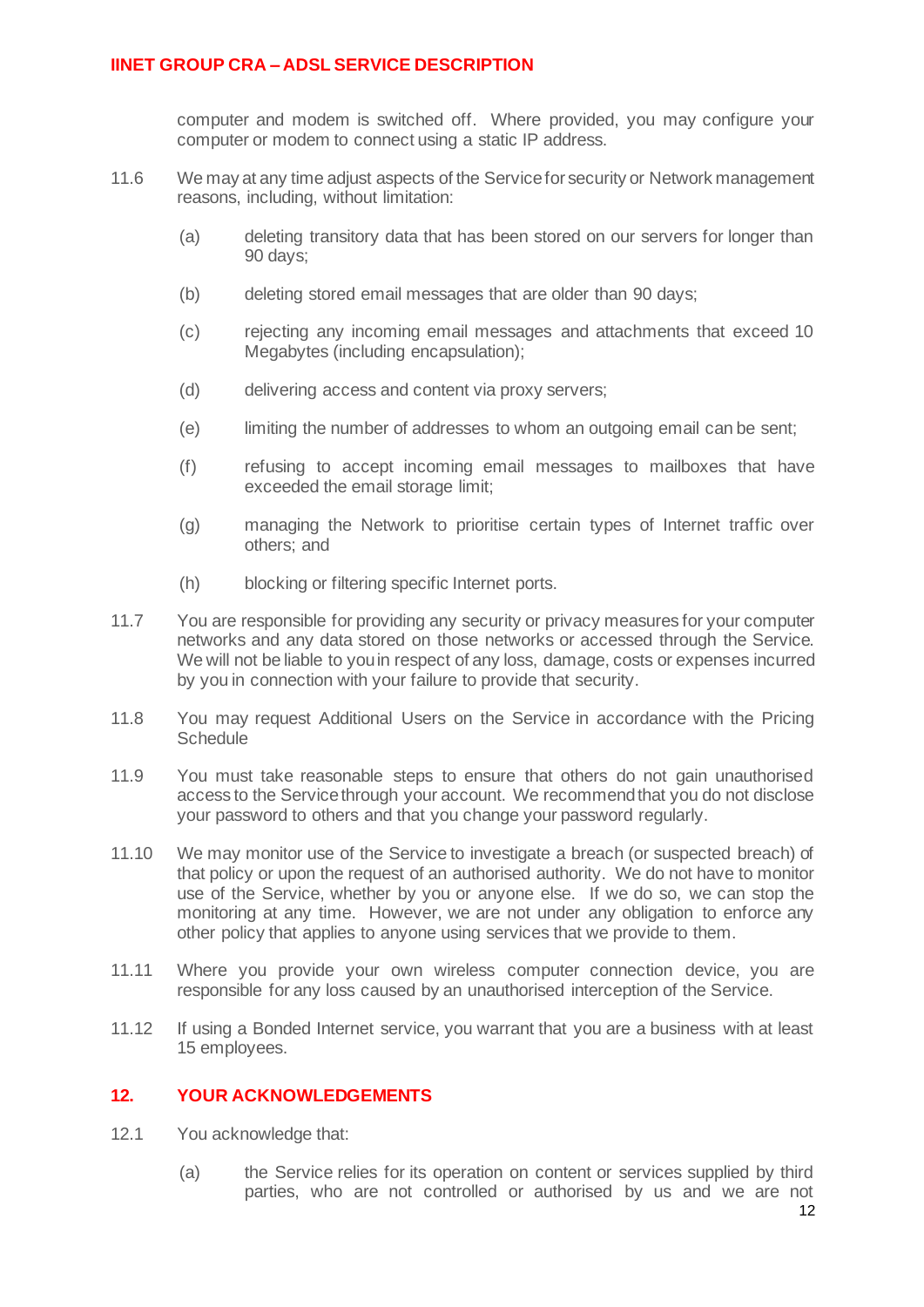computer and modem is switched off. Where provided, you may configure your computer or modem to connect using a static IP address.

11.6 We may at any time adjust aspects of the Service for security or Network management reasons, including, without limitation:

(a) deleting transitory data that has been stored on our servers for longer than 90 days;

(b) deleting stored email messages that are older than 90 days;

(c) rejecting any incoming email messages and attachments that exceed 10 Megabytes (including encapsulation);

(d) delivering access and content via proxy servers;

(e) limiting the number of addresses to whom an outgoing email can be sent;

(f) refusing to accept incoming email messages to mailboxes that have exceeded the email storage limit;

(g) managing the Network to prioritise certain types of Internet traffic over others; and

(h) blocking or filtering specific Internet ports.

11.7 You are responsible for providing any security or privacy measures for your computer networks and any data stored on those networks or accessed through the Service. We will not be liable to you in respect of any loss, damage, costs or expenses incurred by you in connection with your failure to provide that security.

11.8 You may request Additional Users on the Service in accordance with the Pricing Schedule

11.9 You must take reasonable steps to ensure that others do not gain unauthorised access to the Service through your account. We recommend that you do not disclose your password to others and that you change your password regularly.

11.10 We may monitor use of the Service to investigate a breach (or suspected breach) of that policy or upon the request of an authorised authority. We do not have to monitor use of the Service, whether by you or anyone else. If we do so, we can stop the monitoring at any time. However, we are not under any obligation to enforce any other policy that applies to anyone using services that we provide to them.

11.11 Where you provide your own wireless computer connection device, you are responsible for any loss caused by an unauthorised interception of the Service.

11.12 If using a Bonded Internet service, you warrant that you are a business with at least 15 employees.

## 12. YOUR ACKNOWLEDGEMENTS

12.1 You acknowledge that:

(a) the Service relies for its operation on content or services supplied by third parties, who are not controlled or authorised by us and we are not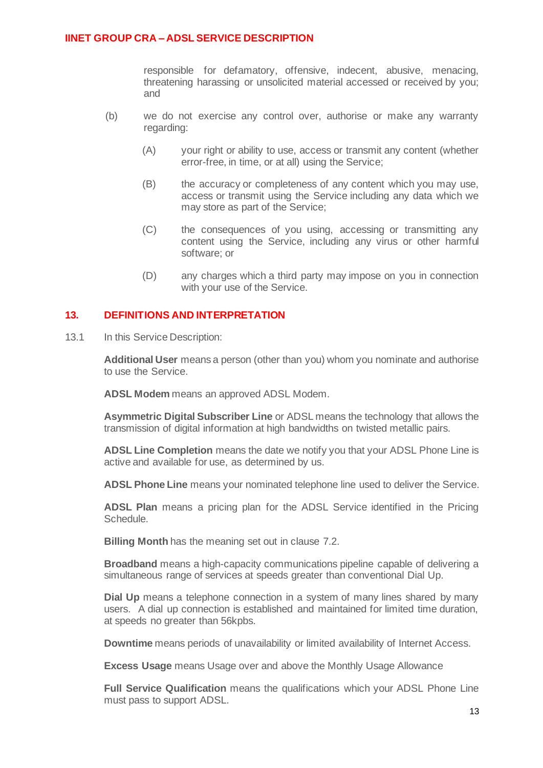responsible for defamatory, offensive, indecent, abusive, menacing, threatening harassing or unsolicited material accessed or received by you; and

(b) we do not exercise any control over, authorise or make any warranty regarding:

(A) your right or ability to use, access or transmit any content (whether error-free, in time, or at all) using the Service;

(B) the accuracy or completeness of any content which you may use, access or transmit using the Service including any data which we may store as part of the Service;

(C) the consequences of you using, accessing or transmitting any content using the Service, including any virus or other harmful software; or

(D) any charges which a third party may impose on you in connection with your use of the Service.

## 13. DEFINITIONS AND INTERPRETATION

13.1 In this Service Description:

**Additional User** means a person (other than you) whom you nominate and authorise to use the Service.

**ADSL Modem** means an approved ADSL Modem.

**Asymmetric Digital Subscriber Line** or ADSL means the technology that allows the transmission of digital information at high bandwidths on twisted metallic pairs.

**ADSL Line Completion** means the date we notify you that your ADSL Phone Line is active and available for use, as determined by us.

**ADSL Phone Line** means your nominated telephone line used to deliver the Service.

**ADSL Plan** means a pricing plan for the ADSL Service identified in the Pricing Schedule.

**Billing Month** has the meaning set out in clause 7.2.

**Broadband** means a high-capacity communications pipeline capable of delivering a simultaneous range of services at speeds greater than conventional Dial Up.

**Dial Up** means a telephone connection in a system of many lines shared by many users. A dial up connection is established and maintained for limited time duration, at speeds no greater than 56kpbs.

**Downtime** means periods of unavailability or limited availability of Internet Access.

**Excess Usage** means Usage over and above the Monthly Usage Allowance

**Full Service Qualification** means the qualifications which your ADSL Phone Line must pass to support ADSL.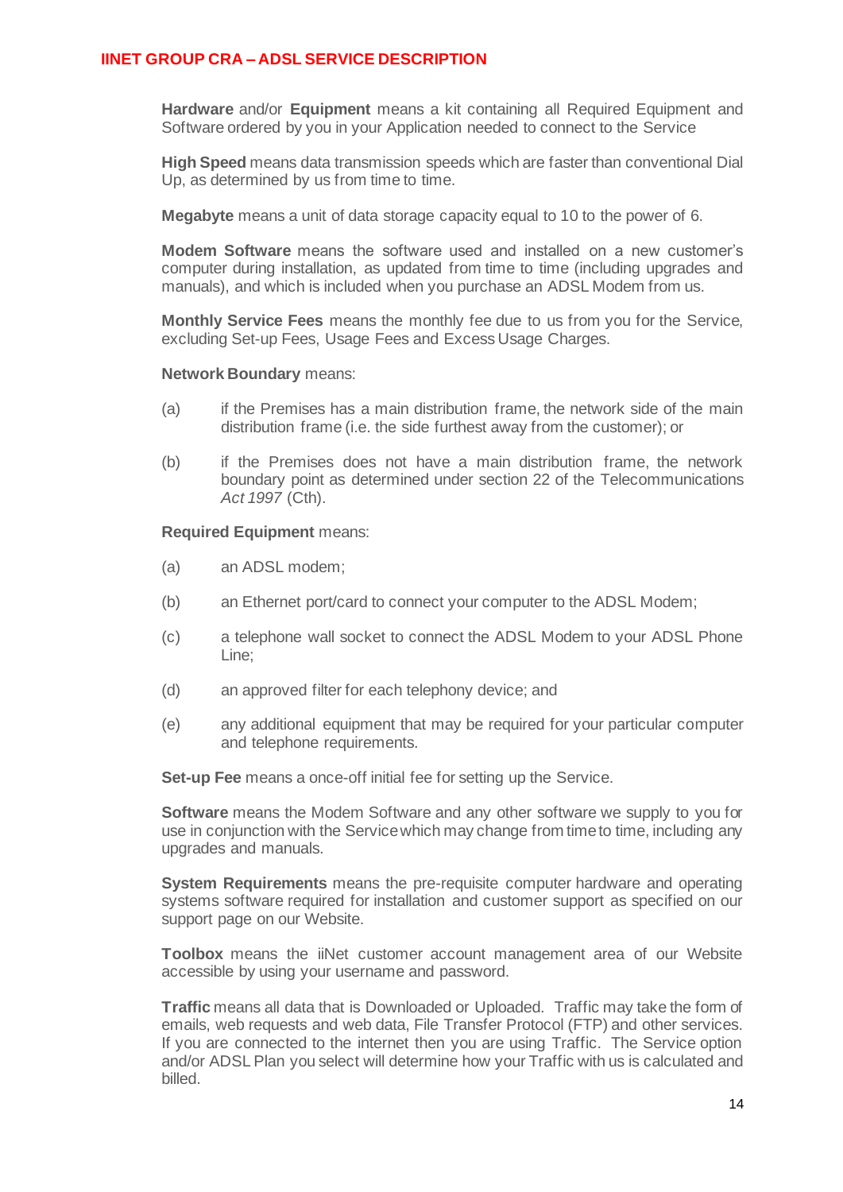**Hardware** and/or **Equipment** means a kit containing all Required Equipment and Software ordered by you in your Application needed to connect to the Service

**High Speed** means data transmission speeds which are faster than conventional Dial Up, as determined by us from time to time.

**Megabyte** means a unit of data storage capacity equal to 10 to the power of 6.

**Modem Software** means the software used and installed on a new customer's computer during installation, as updated from time to time (including upgrades and manuals), and which is included when you purchase an ADSL Modem from us.

**Monthly Service Fees** means the monthly fee due to us from you for the Service, excluding Set-up Fees, Usage Fees and Excess Usage Charges.

**Network Boundary** means:

(a) if the Premises has a main distribution frame, the network side of the main distribution frame (i.e. the side furthest away from the customer); or

(b) if the Premises does not have a main distribution frame, the network boundary point as determined under section 22 of the Telecommunications *Act 1997* (Cth).

**Required Equipment** means:

(a) an ADSL modem;

(b) an Ethernet port/card to connect your computer to the ADSL Modem;

(c) a telephone wall socket to connect the ADSL Modem to your ADSL Phone Line;

(d) an approved filter for each telephony device; and

(e) any additional equipment that may be required for your particular computer and telephone requirements.

**Set-up Fee** means a once-off initial fee for setting up the Service.

**Software** means the Modem Software and any other software we supply to you for use in conjunction with the Service which may change from time to time, including any upgrades and manuals.

**System Requirements** means the pre-requisite computer hardware and operating systems software required for installation and customer support as specified on our support page on our Website.

**Toolbox** means the iiNet customer account management area of our Website accessible by using your username and password.

**Traffic** means all data that is Downloaded or Uploaded. Traffic may take the form of emails, web requests and web data, File Transfer Protocol (FTP) and other services. If you are connected to the internet then you are using Traffic. The Service option and/or ADSL Plan you select will determine how your Traffic with us is calculated and billed.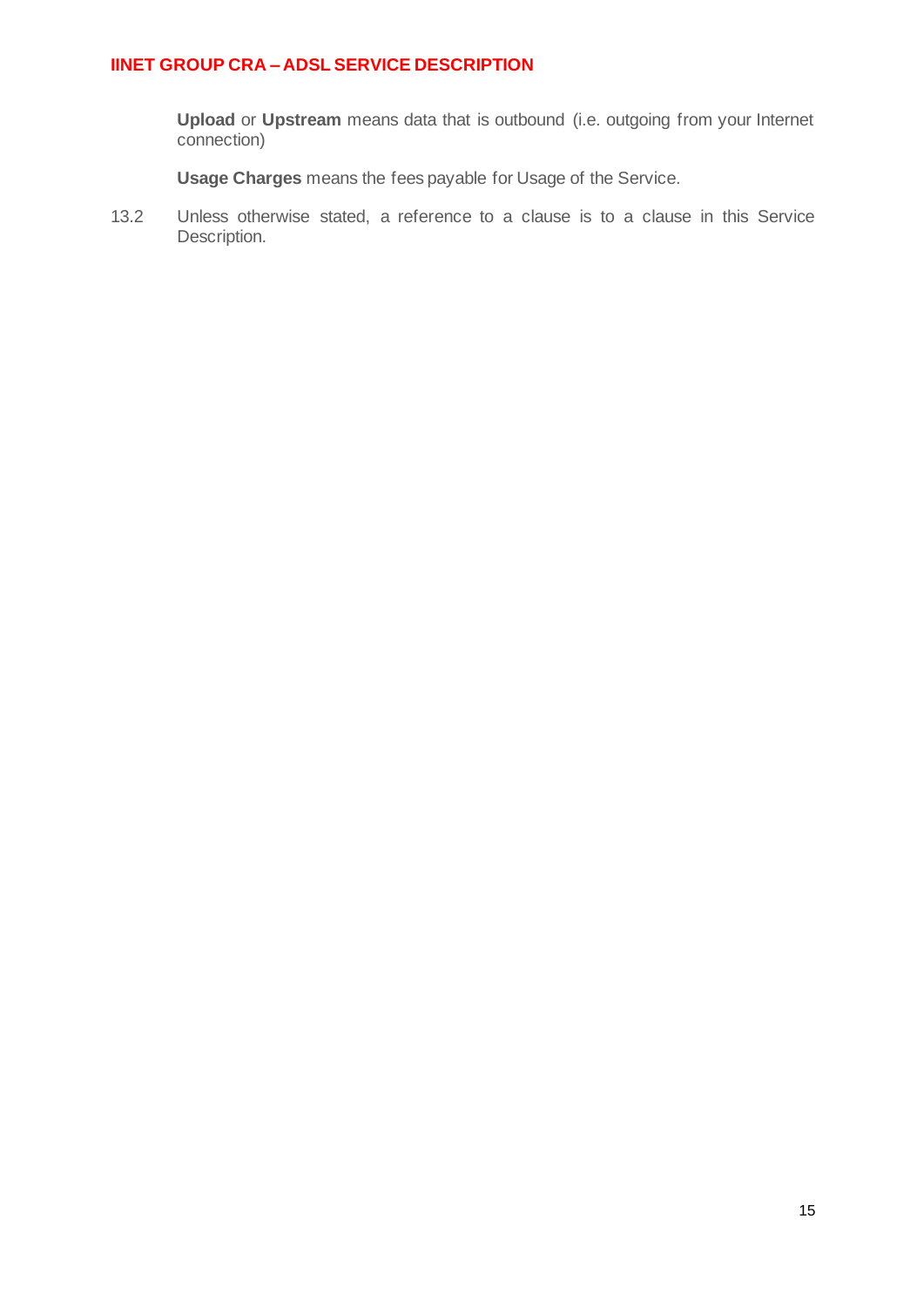**Upload** or **Upstream** means data that is outbound (i.e. outgoing from your Internet connection)

**Usage Charges** means the fees payable for Usage of the Service.

13.2 Unless otherwise stated, a reference to a clause is to a clause in this Service Description.